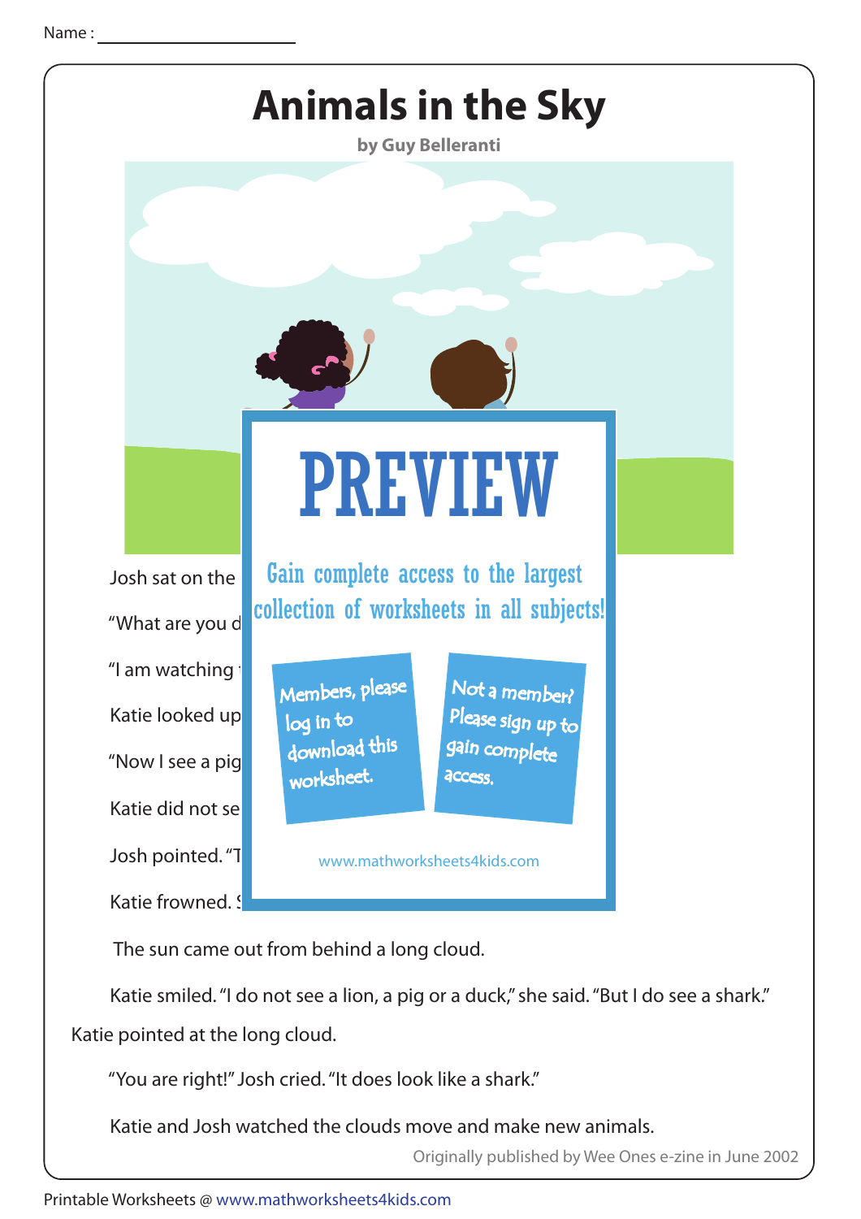Name : ______________________

# Animals in the Sky

**by Guy Belleranti**

Josh sat on the

"What are you d

"I am watching

Katie looked up

"Now I see a pig

Katie did not se

Josh pointed. "T

Katie frowned. S

PREVIEW

Gain complete access to the largest collection of worksheets in all subjects!

Members, please log in to download this worksheet.

Not a member? Please sign up to gain complete access.

www.mathworksheets4kids.com

The sun came out from behind a long cloud.

Katie smiled. "I do not see a lion, a pig or a duck," she said. "But I do see a shark." Katie pointed at the long cloud.

"You are right!" Josh cried. "It does look like a shark."

Katie and Josh watched the clouds move and make new animals.

Originally published by Wee Ones e-zine in June 2002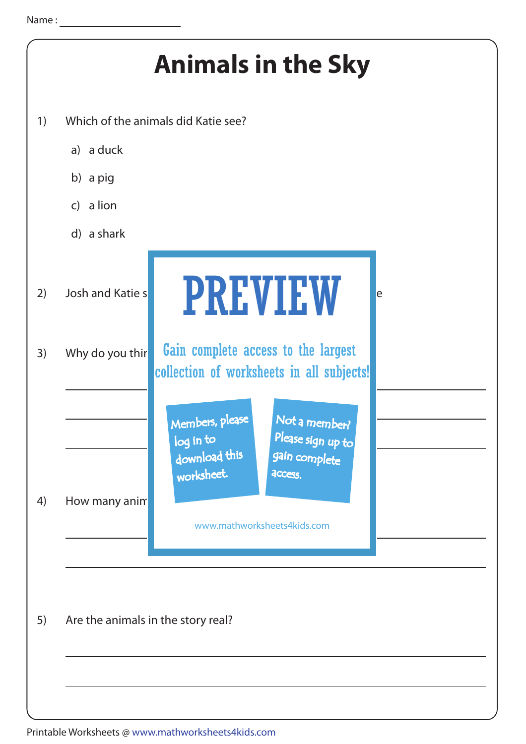Name : ____________________

# Animals in the Sky

1) Which of the animals did Katie see?

   a) a duck

   b) a pig

   c) a lion

   d) a shark

2) Josh and Katie s e

3) Why do you thir

______________________________________________

______________________________________________

______________________________________________

4) How many anim

______________________________________________

______________________________________________

**PREVIEW**

Gain complete access to the largest collection of worksheets in all subjects!

Members, please log in to download this worksheet.

Not a member? Please sign up to gain complete access.

www.mathworksheets4kids.com

5) Are the animals in the story real?

______________________________________________

______________________________________________

Printable Worksheets @ www.mathworksheets4kids.com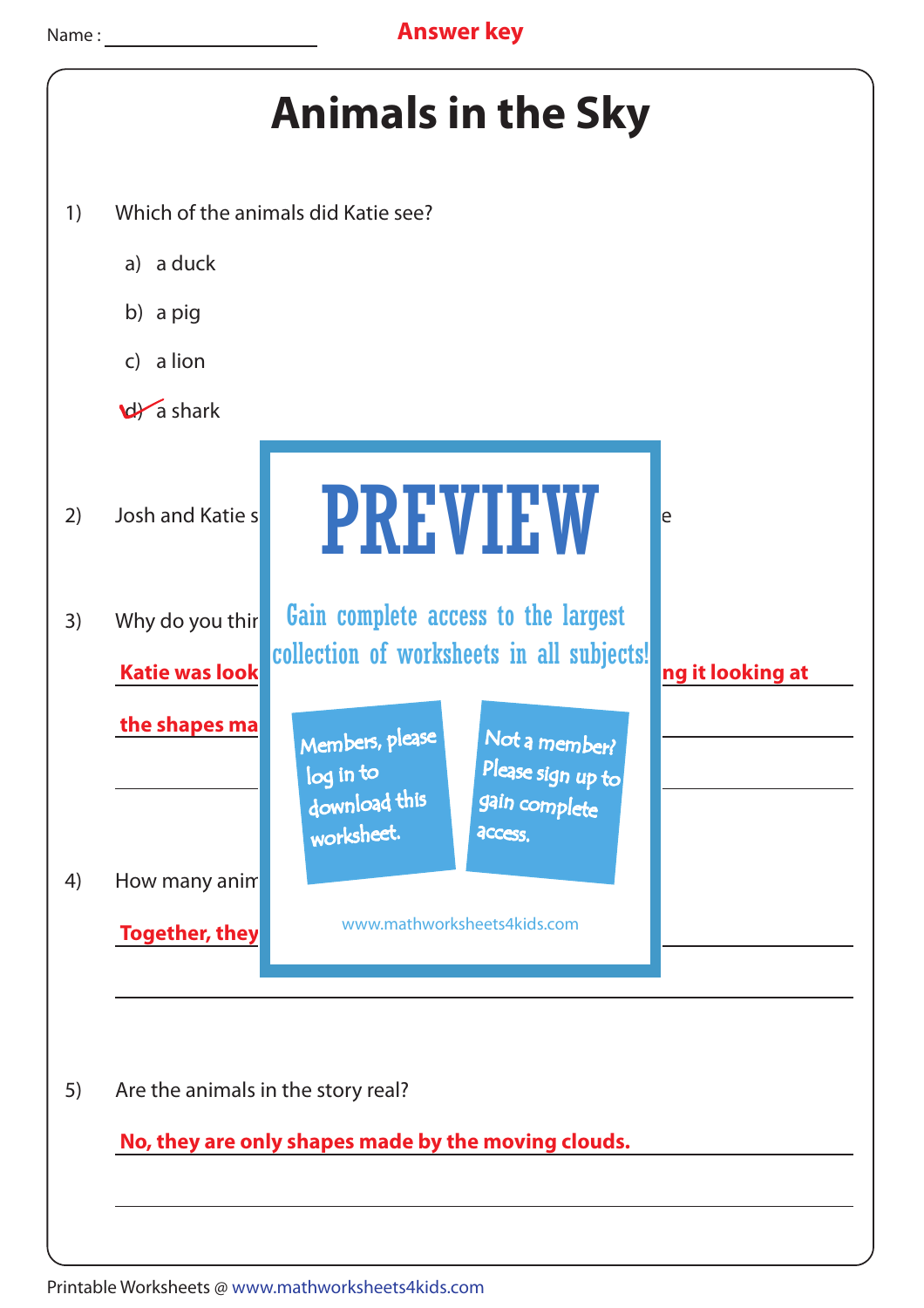Name : ____________________ **Answer key**

# Animals in the Sky

1) Which of the animals did Katie see?

   a) a duck

   b) a pig

   c) a lion

   d) a shark ✓

2) Josh and Katie s e

3) Why do you thir

   **Katie was look ng it looking at**

   **the shapes ma**

# PREVIEW

Gain complete access to the largest collection of worksheets in all subjects!

Members, please log in to download this worksheet.

Not a member? Please sign up to gain complete access.

www.mathworksheets4kids.com

4) How many anim

   **Together, they**

5) Are the animals in the story real?

   **No, they are only shapes made by the moving clouds.**

Printable Worksheets @ www.mathworksheets4kids.com